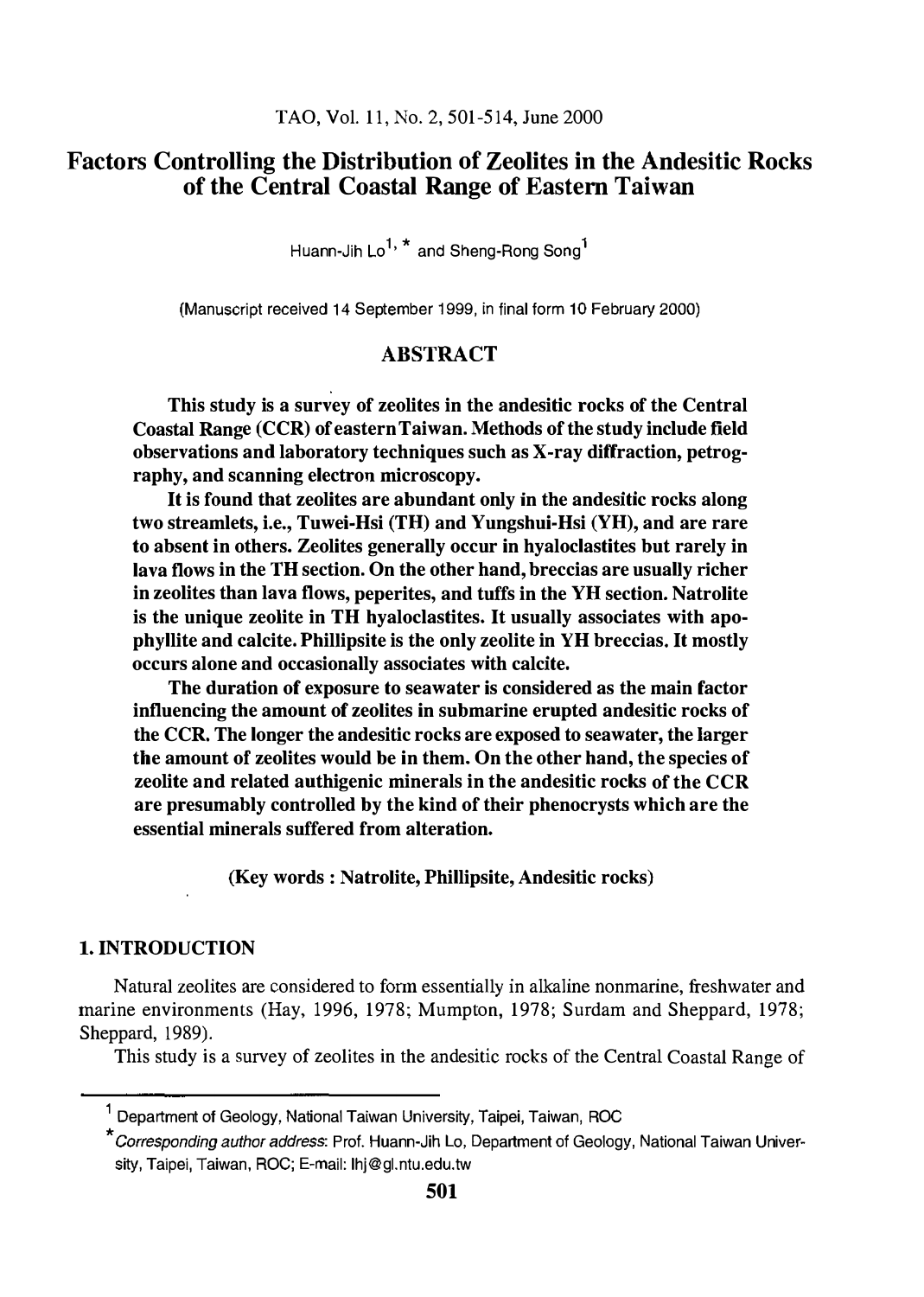# Factors Controlling the Distribution of Zeolites in the Andesitic Rocks of the Central Coastal Range of Eastern Taiwan

Huann-Jih Lo[1, *] and Sheng-Rong Song[1]

(Manuscript received 14 September 1999, in final form 10 February 2000)

## ABSTRACT

**This study is a survey of zeolites in the andesitic rocks of the Central Coastal Range (CCR) of eastern Taiwan. Methods of the study include field observations and laboratory techniques such as X-ray diffraction, petrography, and scanning electron microscopy.**

**It is found that zeolites are abundant only in the andesitic rocks along two streamlets, i.e., Tuwei-Hsi (TH) and Yungshui-Hsi (YH), and are rare to absent in others. Zeolites generally occur in hyaloclastites but rarely in lava flows in the TH section. On the other hand, breccias are usually richer in zeolites than lava flows, peperites, and tuffs in the YH section. Natrolite is the unique zeolite in TH hyaloclastites. It usually associates with apophyllite and calcite. Phillipsite is the only zeolite in YH breccias. It mostly occurs alone and occasionally associates with calcite.**

**The duration of exposure to seawater is considered as the main factor influencing the amount of zeolites in submarine erupted andesitic rocks of the CCR. The longer the andesitic rocks are exposed to seawater, the larger the amount of zeolites would be in them. On the other hand, the species of zeolite and related authigenic minerals in the andesitic rocks of the CCR are presumably controlled by the kind of their phenocrysts which are the essential minerals suffered from alteration.**

**(Key words : Natrolite, Phillipsite, Andesitic rocks)**

## 1. INTRODUCTION

Natural zeolites are considered to form essentially in alkaline nonmarine, freshwater and marine environments (Hay, 1996, 1978; Mumpton, 1978; Surdam and Sheppard, 1978; Sheppard, 1989).

This study is a survey of zeolites in the andesitic rocks of the Central Coastal Range of

---

[1] Department of Geology, National Taiwan University, Taipei, Taiwan, ROC

[*] *Corresponding author address*: Prof. Huann-Jih Lo, Department of Geology, National Taiwan University, Taipei, Taiwan, ROC; E-mail: lhj@gl.ntu.edu.tw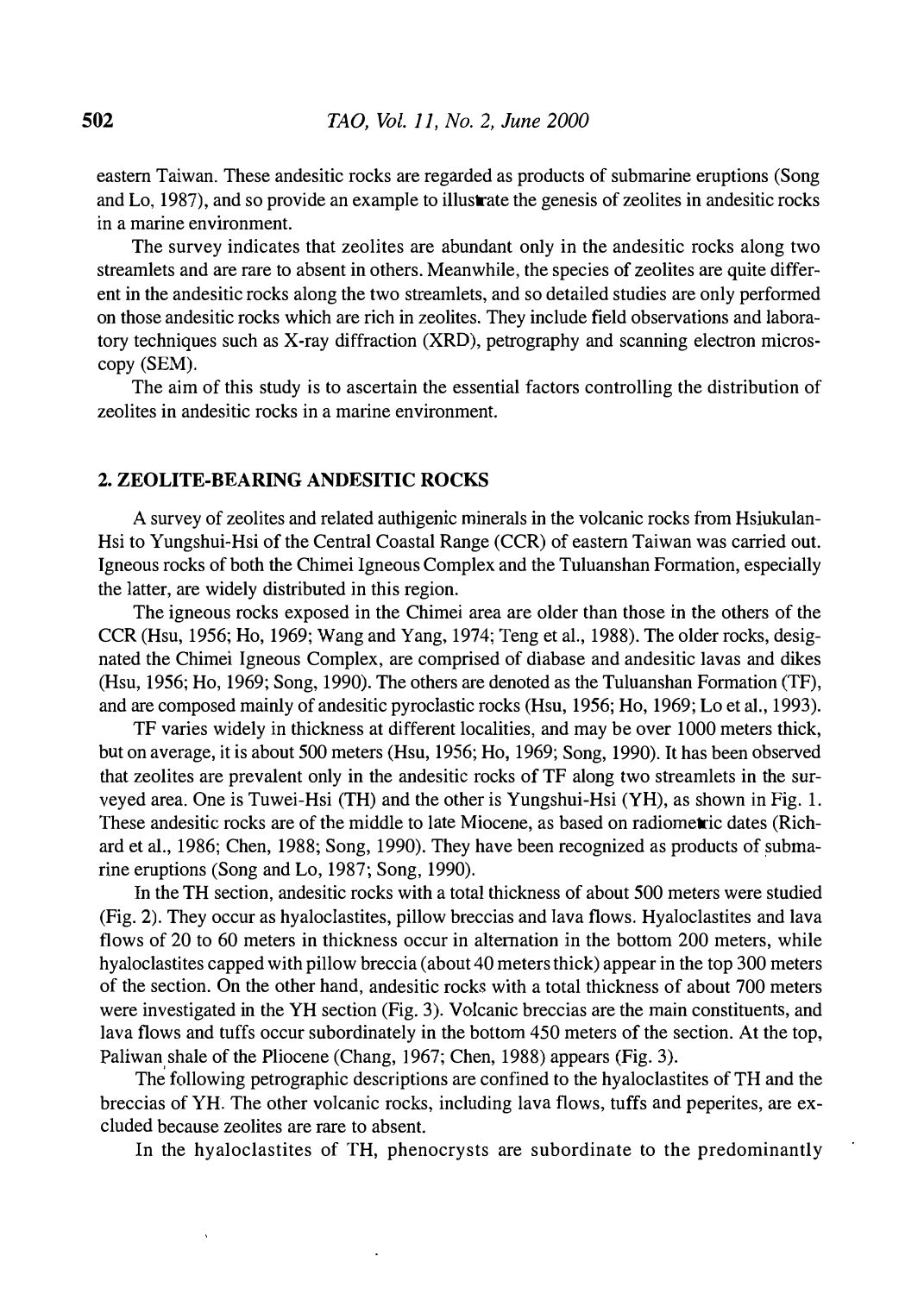eastern Taiwan. These andesitic rocks are regarded as products of submarine eruptions (Song and Lo, 1987), and so provide an example to illustrate the genesis of zeolites in andesitic rocks in a marine environment.

The survey indicates that zeolites are abundant only in the andesitic rocks along two streamlets and are rare to absent in others. Meanwhile, the species of zeolites are quite different in the andesitic rocks along the two streamlets, and so detailed studies are only performed on those andesitic rocks which are rich in zeolites. They include field observations and laboratory techniques such as X-ray diffraction (XRD), petrography and scanning electron microscopy (SEM).

The aim of this study is to ascertain the essential factors controlling the distribution of zeolites in andesitic rocks in a marine environment.

## 2. ZEOLITE-BEARING ANDESITIC ROCKS

A survey of zeolites and related authigenic minerals in the volcanic rocks from Hsiukulan-Hsi to Yungshui-Hsi of the Central Coastal Range (CCR) of eastern Taiwan was carried out. Igneous rocks of both the Chimei Igneous Complex and the Tuluanshan Formation, especially the latter, are widely distributed in this region.

The igneous rocks exposed in the Chimei area are older than those in the others of the CCR (Hsu, 1956; Ho, 1969; Wang and Yang, 1974; Teng et al., 1988). The older rocks, designated the Chimei Igneous Complex, are comprised of diabase and andesitic lavas and dikes (Hsu, 1956; Ho, 1969; Song, 1990). The others are denoted as the Tuluanshan Formation (TF), and are composed mainly of andesitic pyroclastic rocks (Hsu, 1956; Ho, 1969; Lo et al., 1993).

TF varies widely in thickness at different localities, and may be over 1000 meters thick, but on average, it is about 500 meters (Hsu, 1956; Ho, 1969; Song, 1990). It has been observed that zeolites are prevalent only in the andesitic rocks of TF along two streamlets in the surveyed area. One is Tuwei-Hsi (TH) and the other is Yungshui-Hsi (YH), as shown in Fig. 1. These andesitic rocks are of the middle to late Miocene, as based on radiometric dates (Richard et al., 1986; Chen, 1988; Song, 1990). They have been recognized as products of submarine eruptions (Song and Lo, 1987; Song, 1990).

In the TH section, andesitic rocks with a total thickness of about 500 meters were studied (Fig. 2). They occur as hyaloclastites, pillow breccias and lava flows. Hyaloclastites and lava flows of 20 to 60 meters in thickness occur in alternation in the bottom 200 meters, while hyaloclastites capped with pillow breccia (about 40 meters thick) appear in the top 300 meters of the section. On the other hand, andesitic rocks with a total thickness of about 700 meters were investigated in the YH section (Fig. 3). Volcanic breccias are the main constituents, and lava flows and tuffs occur subordinately in the bottom 450 meters of the section. At the top, Paliwan shale of the Pliocene (Chang, 1967; Chen, 1988) appears (Fig. 3).

The following petrographic descriptions are confined to the hyaloclastites of TH and the breccias of YH. The other volcanic rocks, including lava flows, tuffs and peperites, are excluded because zeolites are rare to absent.

In the hyaloclastites of TH, phenocrysts are subordinate to the predominantly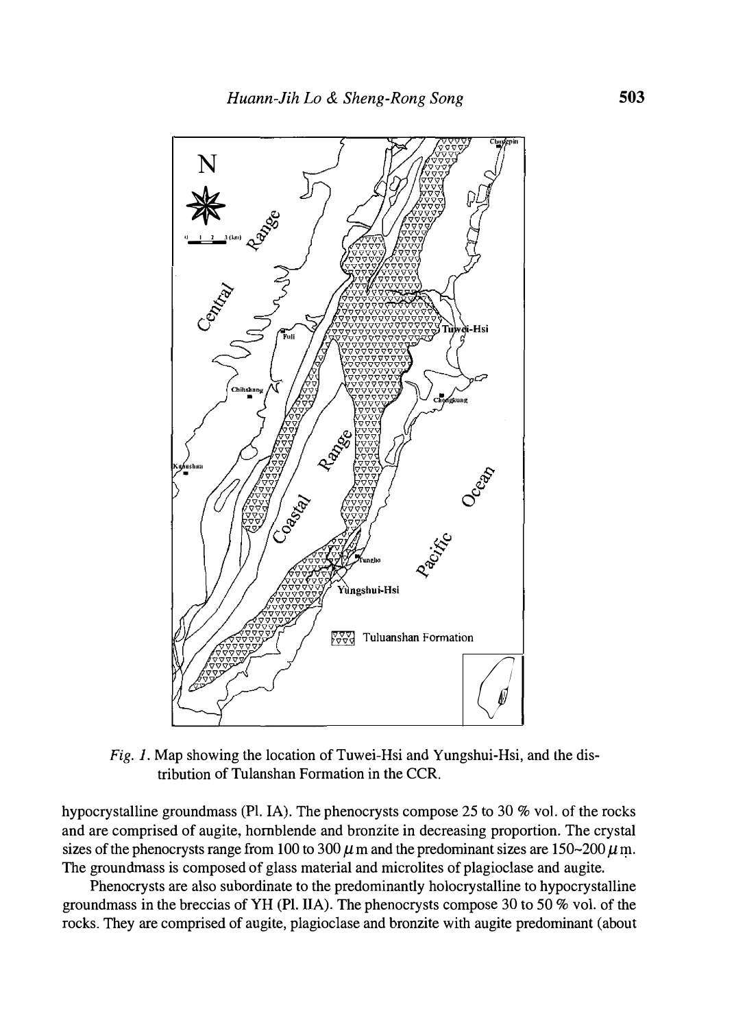*Fig. 1.* Map showing the location of Tuwei-Hsi and Yungshui-Hsi, and the distribution of Tulanshan Formation in the CCR.

hypocrystalline groundmass (Pl. IA). The phenocrysts compose 25 to 30 % vol. of the rocks and are comprised of augite, hornblende and bronzite in decreasing proportion. The crystal sizes of the phenocrysts range from 100 to 300 $\mu$m and the predominant sizes are 150~200 $\mu$m. The groundmass is composed of glass material and microlites of plagioclase and augite.

Phenocrysts are also subordinate to the predominantly holocrystalline to hypocrystalline groundmass in the breccias of YH (Pl. IIA). The phenocrysts compose 30 to 50 % vol. of the rocks. They are comprised of augite, plagioclase and bronzite with augite predominant (about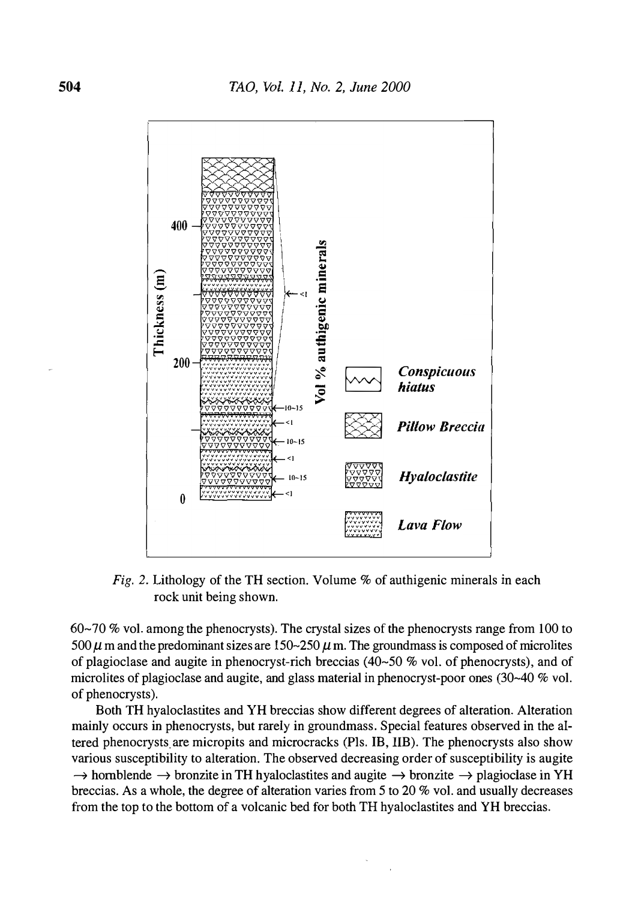*Fig. 2.* Lithology of the TH section. Volume % of authigenic minerals in each rock unit being shown.

60~70 % vol. among the phenocrysts). The crystal sizes of the phenocrysts range from 100 to 500 $\mu$ m and the predominant sizes are 150~250 $\mu$ m. The groundmass is composed of microlites of plagioclase and augite in phenocryst-rich breccias (40~50 % vol. of phenocrysts), and of microlites of plagioclase and augite, and glass material in phenocryst-poor ones (30~40 % vol. of phenocrysts).

Both TH hyaloclastites and YH breccias show different degrees of alteration. Alteration mainly occurs in phenocrysts, but rarely in groundmass. Special features observed in the altered phenocrysts are micropits and microcracks (Pls. IB, IIB). The phenocrysts also show various susceptibility to alteration. The observed decreasing order of susceptibility is augite $\rightarrow$ hornblende $\rightarrow$ bronzite in TH hyaloclastites and augite $\rightarrow$ bronzite $\rightarrow$ plagioclase in YH breccias. As a whole, the degree of alteration varies from 5 to 20 % vol. and usually decreases from the top to the bottom of a volcanic bed for both TH hyaloclastites and YH breccias.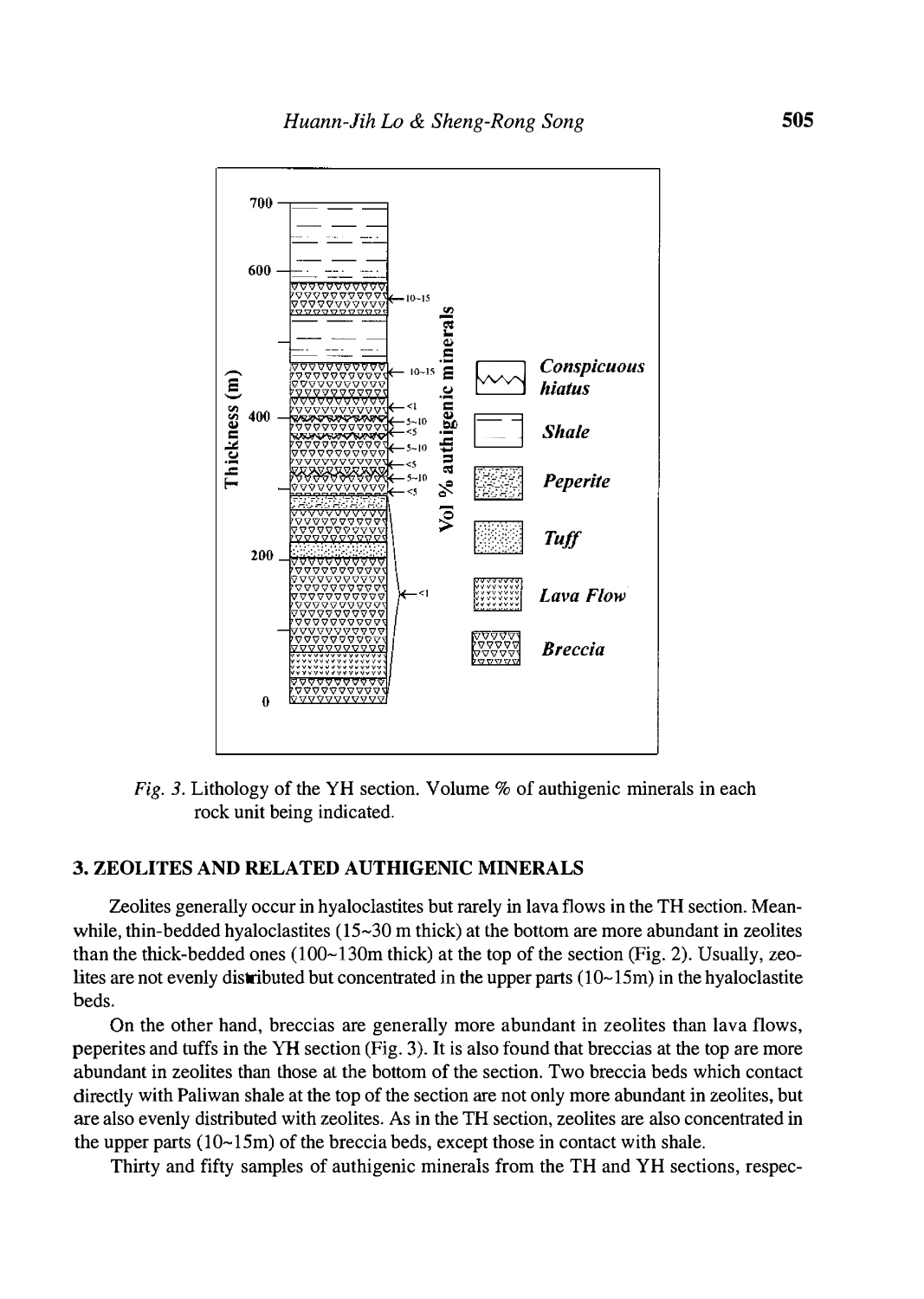*Fig. 3.* Lithology of the YH section. Volume % of authigenic minerals in each rock unit being indicated.

## 3. ZEOLITES AND RELATED AUTHIGENIC MINERALS

Zeolites generally occur in hyaloclastites but rarely in lava flows in the TH section. Meanwhile, thin-bedded hyaloclastites (15~30 m thick) at the bottom are more abundant in zeolites than the thick-bedded ones (100~130m thick) at the top of the section (Fig. 2). Usually, zeolites are not evenly distributed but concentrated in the upper parts (10~15m) in the hyaloclastite beds.

On the other hand, breccias are generally more abundant in zeolites than lava flows, peperites and tuffs in the YH section (Fig. 3). It is also found that breccias at the top are more abundant in zeolites than those at the bottom of the section. Two breccia beds which contact directly with Paliwan shale at the top of the section are not only more abundant in zeolites, but are also evenly distributed with zeolites. As in the TH section, zeolites are also concentrated in the upper parts (10~15m) of the breccia beds, except those in contact with shale.

Thirty and fifty samples of authigenic minerals from the TH and YH sections, respec-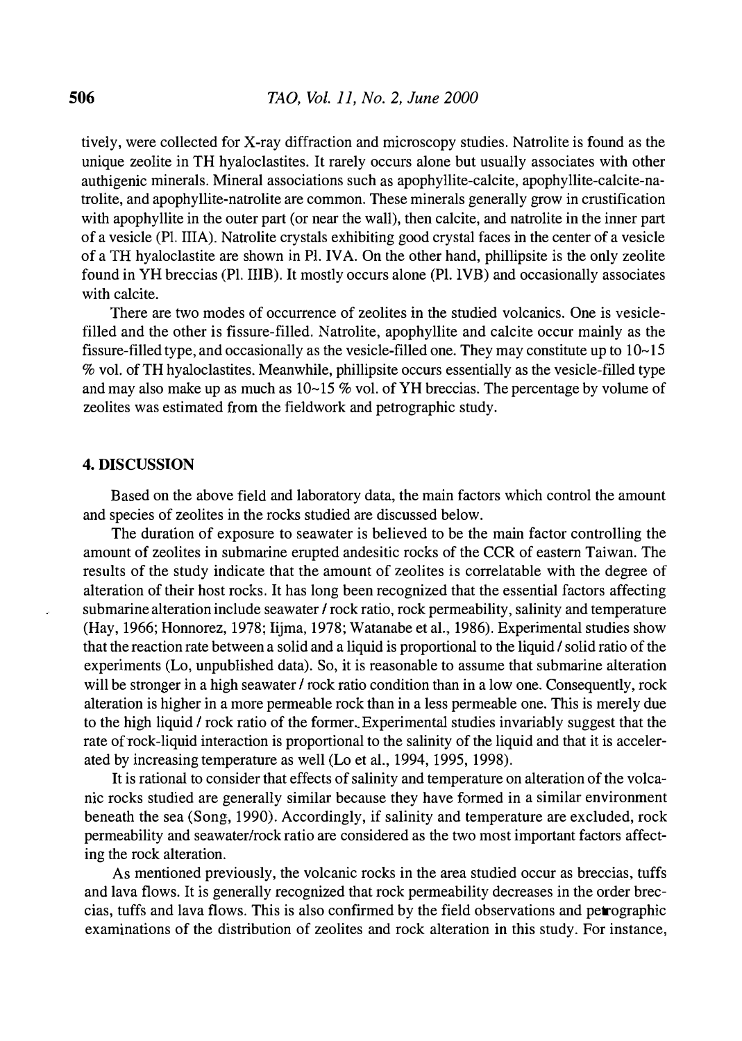tively, were collected for X-ray diffraction and microscopy studies. Natrolite is found as the unique zeolite in TH hyaloclastites. It rarely occurs alone but usually associates with other authigenic minerals. Mineral associations such as apophyllite-calcite, apophyllite-calcite-natrolite, and apophyllite-natrolite are common. These minerals generally grow in crustification with apophyllite in the outer part (or near the wall), then calcite, and natrolite in the inner part of a vesicle (Pl. IIIA). Natrolite crystals exhibiting good crystal faces in the center of a vesicle of a TH hyaloclastite are shown in Pl. IVA. On the other hand, phillipsite is the only zeolite found in YH breccias (Pl. IIIB). It mostly occurs alone (Pl. IVB) and occasionally associates with calcite.

There are two modes of occurrence of zeolites in the studied volcanics. One is vesicle-filled and the other is fissure-filled. Natrolite, apophyllite and calcite occur mainly as the fissure-filled type, and occasionally as the vesicle-filled one. They may constitute up to 10~15 % vol. of TH hyaloclastites. Meanwhile, phillipsite occurs essentially as the vesicle-filled type and may also make up as much as 10~15 % vol. of YH breccias. The percentage by volume of zeolites was estimated from the fieldwork and petrographic study.

## 4. DISCUSSION

Based on the above field and laboratory data, the main factors which control the amount and species of zeolites in the rocks studied are discussed below.

The duration of exposure to seawater is believed to be the main factor controlling the amount of zeolites in submarine erupted andesitic rocks of the CCR of eastern Taiwan. The results of the study indicate that the amount of zeolites is correlatable with the degree of alteration of their host rocks. It has long been recognized that the essential factors affecting submarine alteration include seawater / rock ratio, rock permeability, salinity and temperature (Hay, 1966; Honnorez, 1978; Iijma, 1978; Watanabe et al., 1986). Experimental studies show that the reaction rate between a solid and a liquid is proportional to the liquid / solid ratio of the experiments (Lo, unpublished data). So, it is reasonable to assume that submarine alteration will be stronger in a high seawater / rock ratio condition than in a low one. Consequently, rock alteration is higher in a more permeable rock than in a less permeable one. This is merely due to the high liquid / rock ratio of the former. Experimental studies invariably suggest that the rate of rock-liquid interaction is proportional to the salinity of the liquid and that it is accelerated by increasing temperature as well (Lo et al., 1994, 1995, 1998).

It is rational to consider that effects of salinity and temperature on alteration of the volcanic rocks studied are generally similar because they have formed in a similar environment beneath the sea (Song, 1990). Accordingly, if salinity and temperature are excluded, rock permeability and seawater/rock ratio are considered as the two most important factors affecting the rock alteration.

As mentioned previously, the volcanic rocks in the area studied occur as breccias, tuffs and lava flows. It is generally recognized that rock permeability decreases in the order breccias, tuffs and lava flows. This is also confirmed by the field observations and petrographic examinations of the distribution of zeolites and rock alteration in this study. For instance,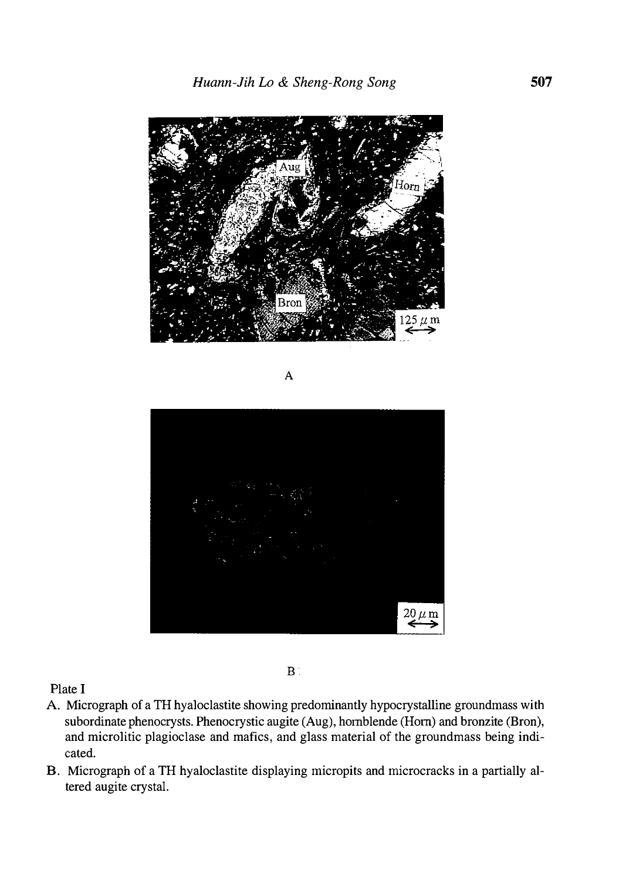A

B

Plate I

A. Micrograph of a TH hyaloclastite showing predominantly hypocrystalline groundmass with subordinate phenocrysts. Phenocrystic augite (Aug), hornblende (Horn) and bronzite (Bron), and microlitic plagioclase and mafics, and glass material of the groundmass being indicated.

B. Micrograph of a TH hyaloclastite displaying micropits and microcracks in a partially altered augite crystal.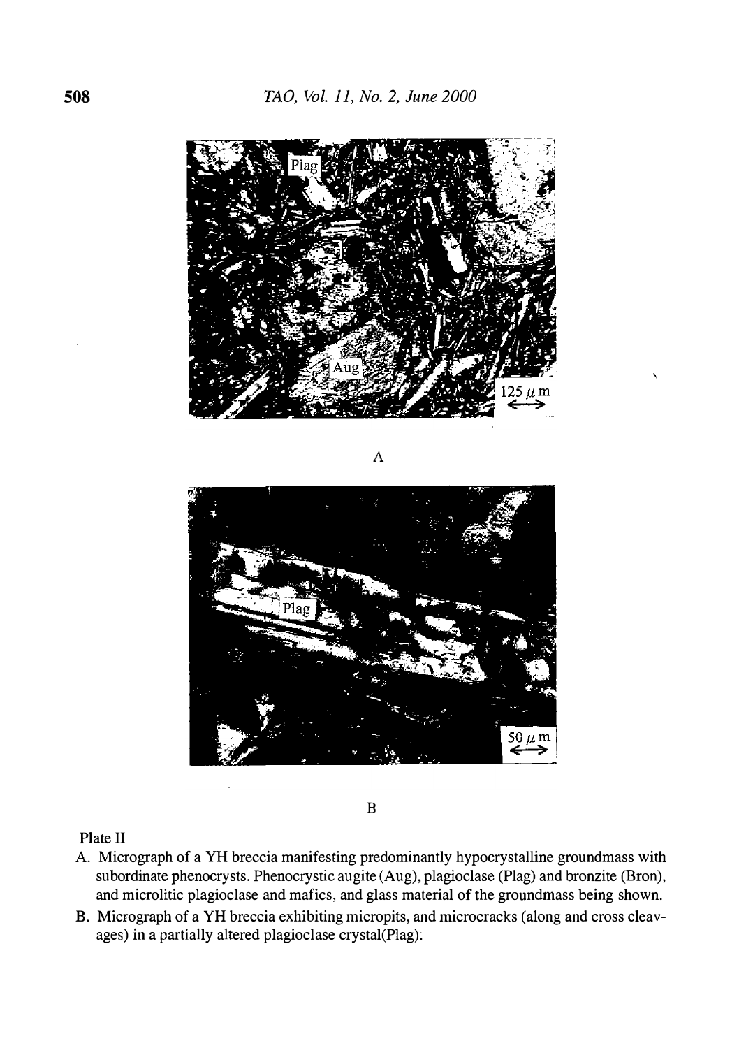A

B

Plate II

A. Micrograph of a YH breccia manifesting predominantly hypocrystalline groundmass with subordinate phenocrysts. Phenocrystic augite (Aug), plagioclase (Plag) and bronzite (Bron), and microlitic plagioclase and mafics, and glass material of the groundmass being shown.
B. Micrograph of a YH breccia exhibiting micropits, and microcracks (along and cross cleavages) in a partially altered plagioclase crystal(Plag).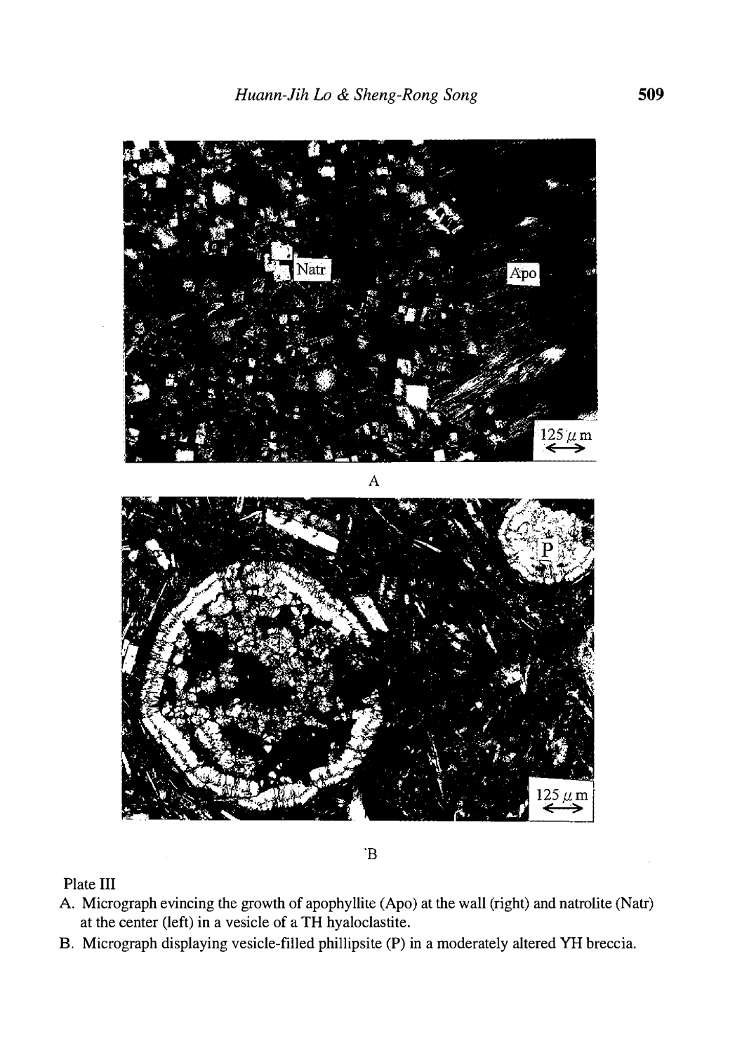Plate III

A. Micrograph evincing the growth of apophyllite (Apo) at the wall (right) and natrolite (Natr) at the center (left) in a vesicle of a TH hyaloclastite.

B. Micrograph displaying vesicle-filled phillipsite (P) in a moderately altered YH breccia.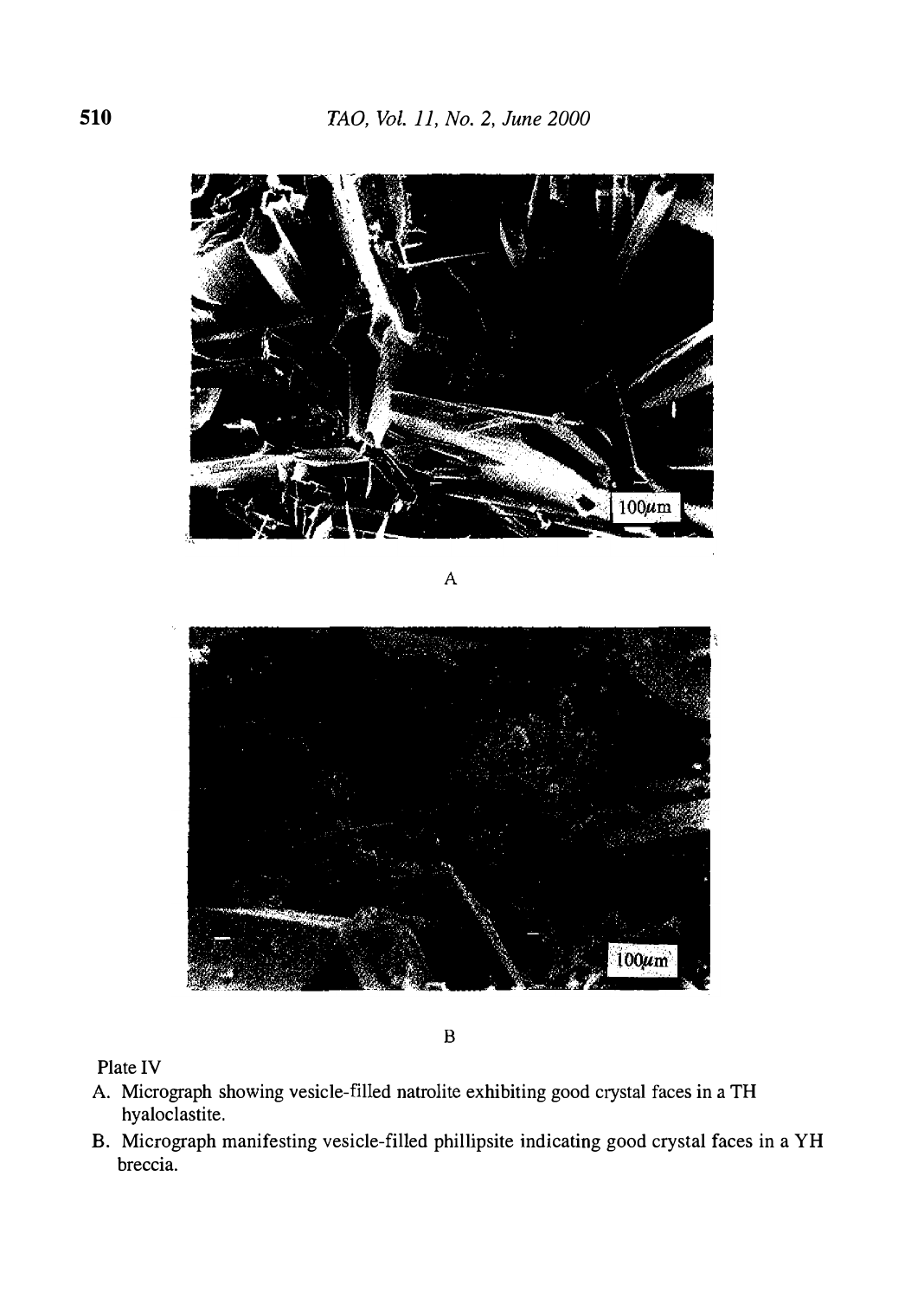A

B

Plate IV

A. Micrograph showing vesicle-filled natrolite exhibiting good crystal faces in a TH hyaloclastite.
B. Micrograph manifesting vesicle-filled phillipsite indicating good crystal faces in a YH breccia.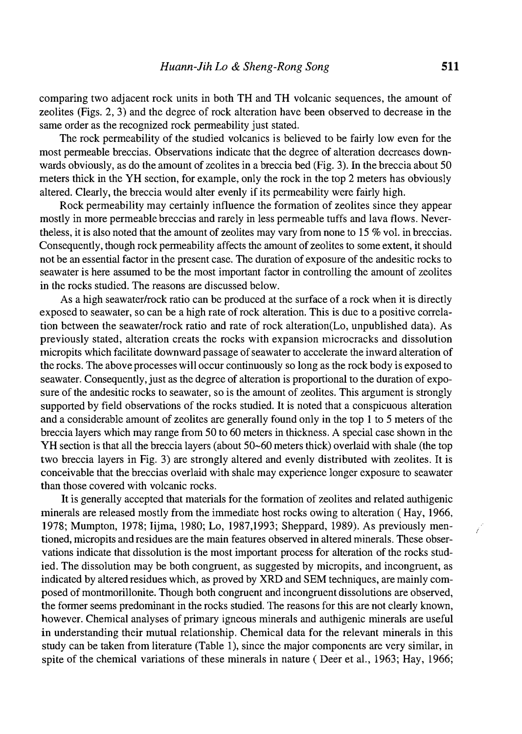comparing two adjacent rock units in both TH and TH volcanic sequences, the amount of zeolites (Figs. 2, 3) and the degree of rock alteration have been observed to decrease in the same order as the recognized rock permeability just stated.

The rock permeability of the studied volcanics is believed to be fairly low even for the most permeable breccias. Observations indicate that the degree of alteration decreases downwards obviously, as do the amount of zeolites in a breccia bed (Fig. 3). In the breccia about 50 meters thick in the YH section, for example, only the rock in the top 2 meters has obviously altered. Clearly, the breccia would alter evenly if its permeability were fairly high.

Rock permeability may certainly influence the formation of zeolites since they appear mostly in more permeable breccias and rarely in less permeable tuffs and lava flows. Nevertheless, it is also noted that the amount of zeolites may vary from none to 15 % vol. in breccias. Consequently, though rock permeability affects the amount of zeolites to some extent, it should not be an essential factor in the present case. The duration of exposure of the andesitic rocks to seawater is here assumed to be the most important factor in controlling the amount of zeolites in the rocks studied. The reasons are discussed below.

As a high seawater/rock ratio can be produced at the surface of a rock when it is directly exposed to seawater, so can be a high rate of rock alteration. This is due to a positive correlation between the seawater/rock ratio and rate of rock alteration(Lo, unpublished data). As previously stated, alteration creats the rocks with expansion microcracks and dissolution micropits which facilitate downward passage of seawater to accelerate the inward alteration of the rocks. The above processes will occur continuously so long as the rock body is exposed to seawater. Consequently, just as the degree of alteration is proportional to the duration of exposure of the andesitic rocks to seawater, so is the amount of zeolites. This argument is strongly supported by field observations of the rocks studied. It is noted that a conspicuous alteration and a considerable amount of zeolites are generally found only in the top 1 to 5 meters of the breccia layers which may range from 50 to 60 meters in thickness. A special case shown in the YH section is that all the breccia layers (about 50~60 meters thick) overlaid with shale (the top two breccia layers in Fig. 3) are strongly altered and evenly distributed with zeolites. It is conceivable that the breccias overlaid with shale may experience longer exposure to seawater than those covered with volcanic rocks.

It is generally accepted that materials for the formation of zeolites and related authigenic minerals are released mostly from the immediate host rocks owing to alteration ( Hay, 1966, 1978; Mumpton, 1978; Iijma, 1980; Lo, 1987,1993; Sheppard, 1989). As previously mentioned, micropits and residues are the main features observed in altered minerals. These observations indicate that dissolution is the most important process for alteration of the rocks studied. The dissolution may be both congruent, as suggested by micropits, and incongruent, as indicated by altered residues which, as proved by XRD and SEM techniques, are mainly composed of montmorillonite. Though both congruent and incongruent dissolutions are observed, the former seems predominant in the rocks studied. The reasons for this are not clearly known, however. Chemical analyses of primary igneous minerals and authigenic minerals are useful in understanding their mutual relationship. Chemical data for the relevant minerals in this study can be taken from literature (Table 1), since the major components are very similar, in spite of the chemical variations of these minerals in nature ( Deer et al., 1963; Hay, 1966;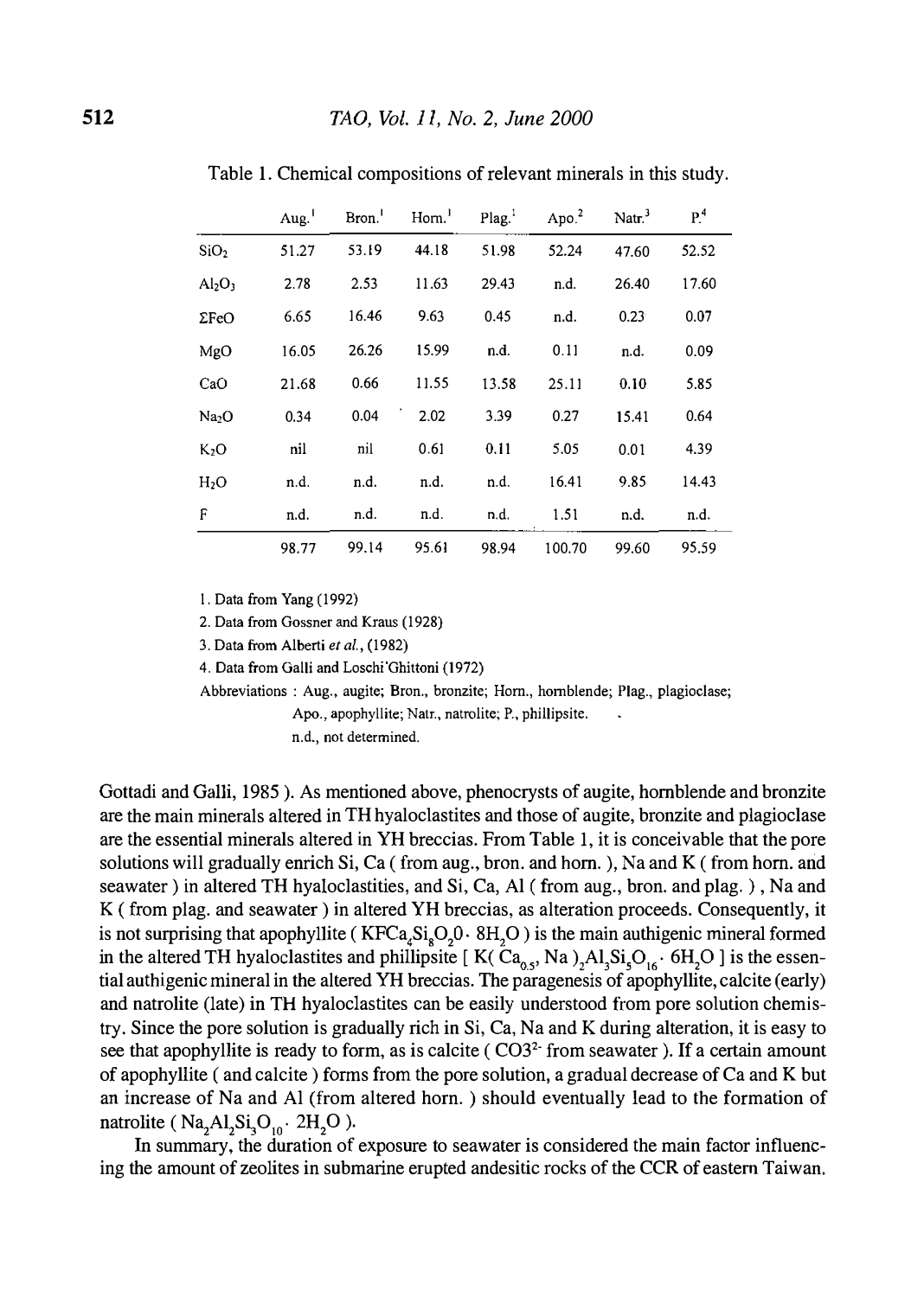Table 1. Chemical compositions of relevant minerals in this study.

| | Aug.[1] | Bron.[1] | Horn.[1] | Plag.[1] | Apo.[2] | Natr.[3] | P.[4] |
|---|---|---|---|---|---|---|---|
| $SiO_2$ | 51.27 | 53.19 | 44.18 | 51.98 | 52.24 | 47.60 | 52.52 |
| $Al_2O_3$ | 2.78 | 2.53 | 11.63 | 29.43 | n.d. | 26.40 | 17.60 |
| $\Sigma FeO$ | 6.65 | 16.46 | 9.63 | 0.45 | n.d. | 0.23 | 0.07 |
| MgO | 16.05 | 26.26 | 15.99 | n.d. | 0.11 | n.d. | 0.09 |
| CaO | 21.68 | 0.66 | 11.55 | 13.58 | 25.11 | 0.10 | 5.85 |
| $Na_2O$ | 0.34 | 0.04 | 2.02 | 3.39 | 0.27 | 15.41 | 0.64 |
| $K_2O$ | nil | nil | 0.61 | 0.11 | 5.05 | 0.01 | 4.39 |
| $H_2O$ | n.d. | n.d. | n.d. | n.d. | 16.41 | 9.85 | 14.43 |
| F | n.d. | n.d. | n.d. | n.d. | 1.51 | n.d. | n.d. |
| | 98.77 | 99.14 | 95.61 | 98.94 | 100.70 | 99.60 | 95.59 |

1. Data from Yang (1992)
2. Data from Gossner and Kraus (1928)
3. Data from Alberti *et al.*, (1982)
4. Data from Galli and Loschi Ghittoni (1972)

Abbreviations : Aug., augite; Bron., bronzite; Horn., hornblende; Plag., plagioclase; Apo., apophyllite; Natr., natrolite; P., phillipsite. n.d., not determined.

Gottadi and Galli, 1985 ). As mentioned above, phenocrysts of augite, hornblende and bronzite are the main minerals altered in TH hyaloclastites and those of augite, bronzite and plagioclase are the essential minerals altered in YH breccias. From Table 1, it is conceivable that the pore solutions will gradually enrich Si, Ca ( from aug., bron. and horn. ), Na and K ( from horn. and seawater ) in altered TH hyaloclastities, and Si, Ca, Al ( from aug., bron. and plag. ) , Na and K ( from plag. and seawater ) in altered YH breccias, as alteration proceeds. Consequently, it is not surprising that apophyllite ( $KFCa_4Si_8O_20 \cdot 8H_2O$ ) is the main authigenic mineral formed in the altered TH hyaloclastites and phillipsite [ $K(Ca_{0.5}, Na)_2Al_3Si_5O_{16} \cdot 6H_2O$ ] is the essential authigenic mineral in the altered YH breccias. The paragenesis of apophyllite, calcite (early) and natrolite (late) in TH hyaloclastites can be easily understood from pore solution chemistry. Since the pore solution is gradually rich in Si, Ca, Na and K during alteration, it is easy to see that apophyllite is ready to form, as is calcite ( $CO3^{2-}$ from seawater ). If a certain amount of apophyllite ( and calcite ) forms from the pore solution, a gradual decrease of Ca and K but an increase of Na and Al (from altered horn. ) should eventually lead to the formation of natrolite ( $Na_2Al_2Si_3O_{10} \cdot 2H_2O$ ).

In summary, the duration of exposure to seawater is considered the main factor influencing the amount of zeolites in submarine erupted andesitic rocks of the CCR of eastern Taiwan.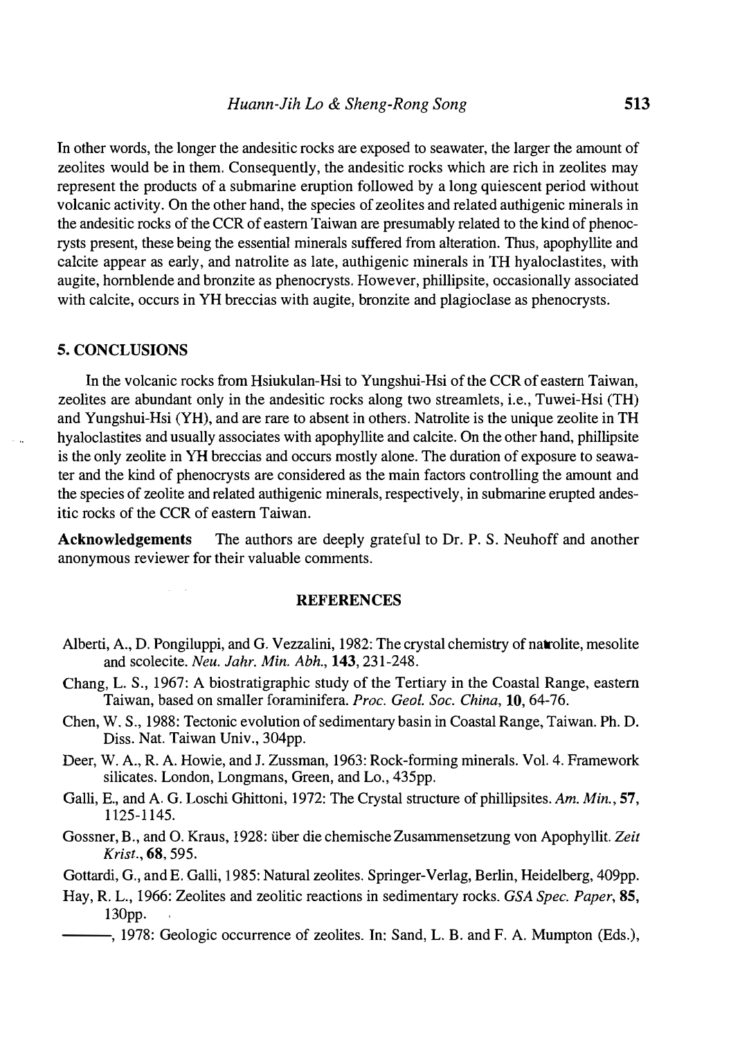In other words, the longer the andesitic rocks are exposed to seawater, the larger the amount of zeolites would be in them. Consequently, the andesitic rocks which are rich in zeolites may represent the products of a submarine eruption followed by a long quiescent period without volcanic activity. On the other hand, the species of zeolites and related authigenic minerals in the andesitic rocks of the CCR of eastern Taiwan are presumably related to the kind of phenocrysts present, these being the essential minerals suffered from alteration. Thus, apophyllite and calcite appear as early, and natrolite as late, authigenic minerals in TH hyaloclastites, with augite, hornblende and bronzite as phenocrysts. However, phillipsite, occasionally associated with calcite, occurs in YH breccias with augite, bronzite and plagioclase as phenocrysts.

## 5. CONCLUSIONS

In the volcanic rocks from Hsiukulan-Hsi to Yungshui-Hsi of the CCR of eastern Taiwan, zeolites are abundant only in the andesitic rocks along two streamlets, i.e., Tuwei-Hsi (TH) and Yungshui-Hsi (YH), and are rare to absent in others. Natrolite is the unique zeolite in TH hyaloclastites and usually associates with apophyllite and calcite. On the other hand, phillipsite is the only zeolite in YH breccias and occurs mostly alone. The duration of exposure to seawater and the kind of phenocrysts are considered as the main factors controlling the amount and the species of zeolite and related authigenic minerals, respectively, in submarine erupted andesitic rocks of the CCR of eastern Taiwan.

**Acknowledgements** The authors are deeply grateful to Dr. P. S. Neuhoff and another anonymous reviewer for their valuable comments.

## REFERENCES

Alberti, A., D. Pongiluppi, and G. Vezzalini, 1982: The crystal chemistry of natrolite, mesolite and scolecite. *Neu. Jahr. Min. Abh.*, **143**, 231-248.

Chang, L. S., 1967: A biostratigraphic study of the Tertiary in the Coastal Range, eastern Taiwan, based on smaller foraminifera. *Proc. Geol. Soc. China*, **10**, 64-76.

Chen, W. S., 1988: Tectonic evolution of sedimentary basin in Coastal Range, Taiwan. Ph. D. Diss. Nat. Taiwan Univ., 304pp.

Deer, W. A., R. A. Howie, and J. Zussman, 1963: Rock-forming minerals. Vol. 4. Framework silicates. London, Longmans, Green, and Lo., 435pp.

Galli, E., and A. G. Loschi Ghittoni, 1972: The Crystal structure of phillipsites. *Am. Min.*, **57**, 1125-1145.

Gossner, B., and O. Kraus, 1928: über die chemische Zusammensetzung von Apophyllit. *Zeit Krist.*, **68**, 595.

Gottardi, G., and E. Galli, 1985: Natural zeolites. Springer-Verlag, Berlin, Heidelberg, 409pp.

Hay, R. L., 1966: Zeolites and zeolitic reactions in sedimentary rocks. *GSA Spec. Paper*, **85**, 130pp.

———, 1978: Geologic occurrence of zeolites. In: Sand, L. B. and F. A. Mumpton (Eds.),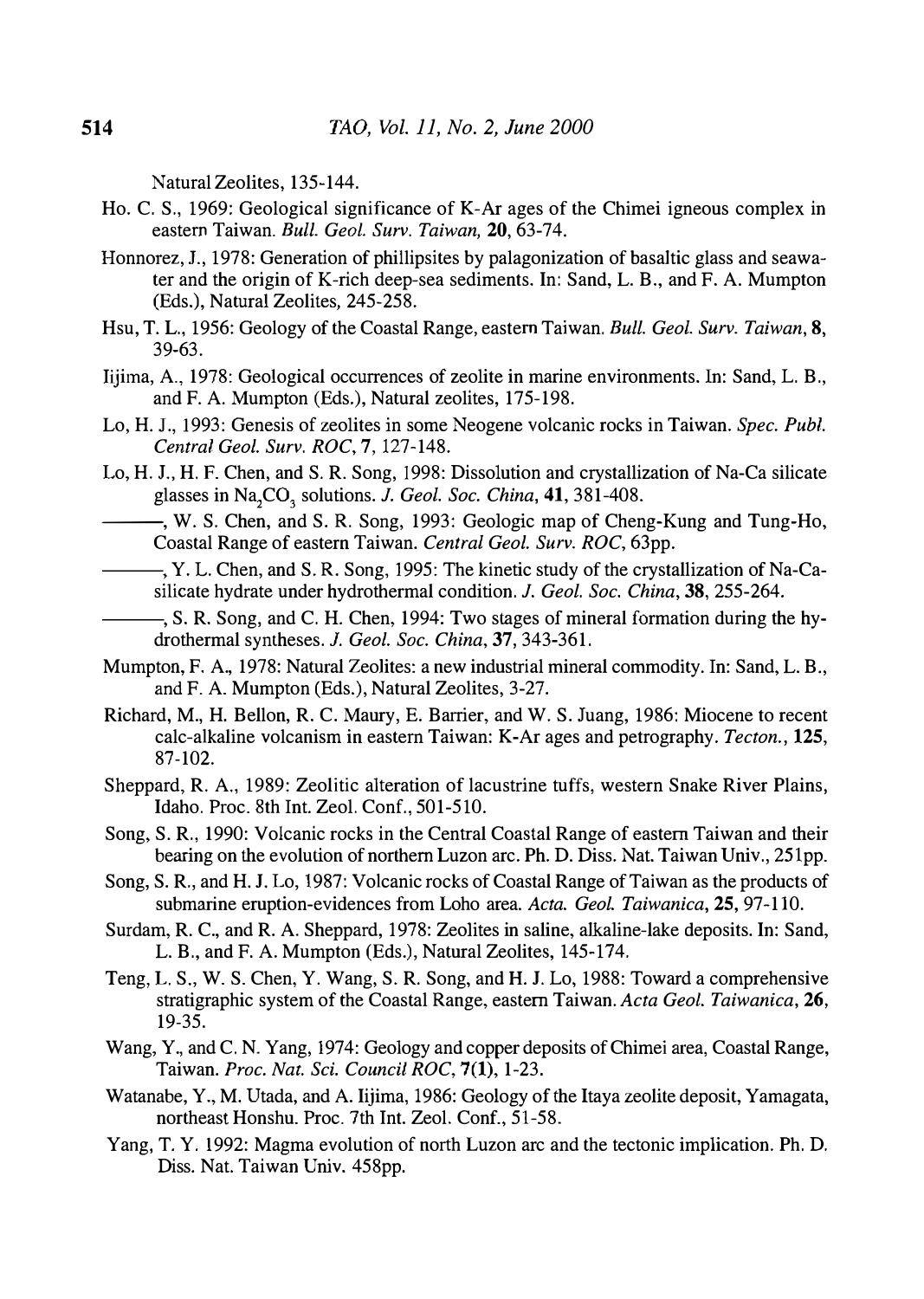Natural Zeolites, 135-144.

Ho. C. S., 1969: Geological significance of K-Ar ages of the Chimei igneous complex in eastern Taiwan. *Bull. Geol. Surv. Taiwan,* **20**, 63-74.

Honnorez, J., 1978: Generation of phillipsites by palagonization of basaltic glass and seawater and the origin of K-rich deep-sea sediments. In: Sand, L. B., and F. A. Mumpton (Eds.), Natural Zeolites, 245-258.

Hsu, T. L., 1956: Geology of the Coastal Range, eastern Taiwan. *Bull. Geol. Surv. Taiwan*, **8**, 39-63.

Iijima, A., 1978: Geological occurrences of zeolite in marine environments. In: Sand, L. B., and F. A. Mumpton (Eds.), Natural zeolites, 175-198.

Lo, H. J., 1993: Genesis of zeolites in some Neogene volcanic rocks in Taiwan. *Spec. Publ. Central Geol. Surv. ROC*, **7**, 127-148.

Lo, H. J., H. F. Chen, and S. R. Song, 1998: Dissolution and crystallization of Na-Ca silicate glasses in $Na_2CO_3$ solutions. *J. Geol. Soc. China*, **41**, 381-408.

———, W. S. Chen, and S. R. Song, 1993: Geologic map of Cheng-Kung and Tung-Ho, Coastal Range of eastern Taiwan. *Central Geol. Surv. ROC*, 63pp.

———, Y. L. Chen, and S. R. Song, 1995: The kinetic study of the crystallization of Na-Ca-silicate hydrate under hydrothermal condition. *J. Geol. Soc. China*, **38**, 255-264.

———, S. R. Song, and C. H. Chen, 1994: Two stages of mineral formation during the hydrothermal syntheses. *J. Geol. Soc. China*, **37**, 343-361.

Mumpton, F. A., 1978: Natural Zeolites: a new industrial mineral commodity. In: Sand, L. B., and F. A. Mumpton (Eds.), Natural Zeolites, 3-27.

Richard, M., H. Bellon, R. C. Maury, E. Barrier, and W. S. Juang, 1986: Miocene to recent calc-alkaline volcanism in eastern Taiwan: K-Ar ages and petrography. *Tecton.*, **125**, 87-102.

Sheppard, R. A., 1989: Zeolitic alteration of lacustrine tuffs, western Snake River Plains, Idaho. Proc. 8th Int. Zeol. Conf., 501-510.

Song, S. R., 1990: Volcanic rocks in the Central Coastal Range of eastern Taiwan and their bearing on the evolution of northern Luzon arc. Ph. D. Diss. Nat. Taiwan Univ., 251pp.

Song, S. R., and H. J. Lo, 1987: Volcanic rocks of Coastal Range of Taiwan as the products of submarine eruption-evidences from Loho area. *Acta. Geol. Taiwanica*, **25**, 97-110.

Surdam, R. C., and R. A. Sheppard, 1978: Zeolites in saline, alkaline-lake deposits. In: Sand, L. B., and F. A. Mumpton (Eds.), Natural Zeolites, 145-174.

Teng, L. S., W. S. Chen, Y. Wang, S. R. Song, and H. J. Lo, 1988: Toward a comprehensive stratigraphic system of the Coastal Range, eastern Taiwan. *Acta Geol. Taiwanica*, **26**, 19-35.

Wang, Y., and C. N. Yang, 1974: Geology and copper deposits of Chimei area, Coastal Range, Taiwan. *Proc. Nat. Sci. Council ROC*, **7(1)**, 1-23.

Watanabe, Y., M. Utada, and A. Iijima, 1986: Geology of the Itaya zeolite deposit, Yamagata, northeast Honshu. Proc. 7th Int. Zeol. Conf., 51-58.

Yang, T. Y. 1992: Magma evolution of north Luzon arc and the tectonic implication. Ph. D. Diss. Nat. Taiwan Univ. 458pp.